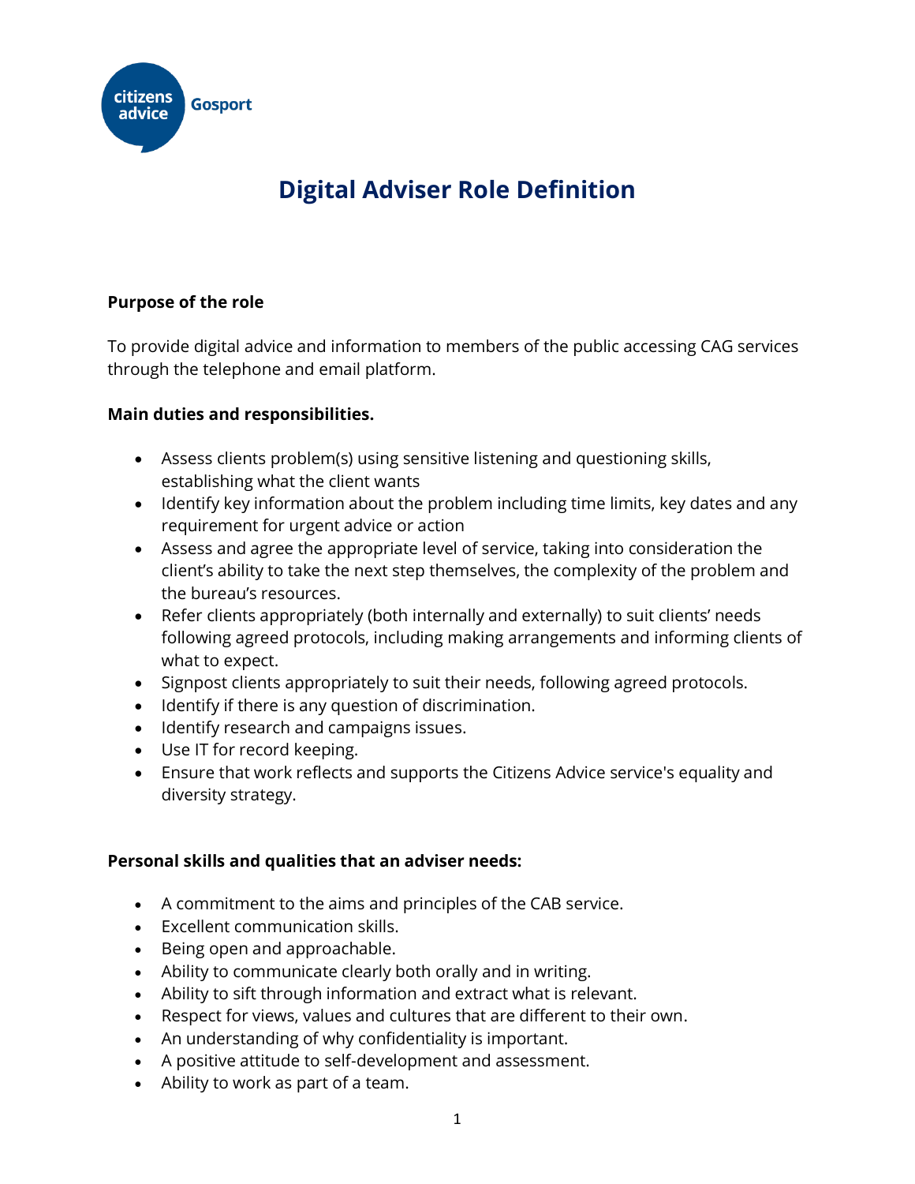citizens advice Gosport

# Digital Adviser Role Definition

**Purpose of the role**

To provide digital advice and information to members of the public accessing CAG services through the telephone and email platform.

**Main duties and responsibilities.**

- Assess clients problem(s) using sensitive listening and questioning skills, establishing what the client wants
- Identify key information about the problem including time limits, key dates and any requirement for urgent advice or action
- Assess and agree the appropriate level of service, taking into consideration the client's ability to take the next step themselves, the complexity of the problem and the bureau's resources.
- Refer clients appropriately (both internally and externally) to suit clients' needs following agreed protocols, including making arrangements and informing clients of what to expect.
- Signpost clients appropriately to suit their needs, following agreed protocols.
- Identify if there is any question of discrimination.
- Identify research and campaigns issues.
- Use IT for record keeping.
- Ensure that work reflects and supports the Citizens Advice service's equality and diversity strategy.

**Personal skills and qualities that an adviser needs:**

- A commitment to the aims and principles of the CAB service.
- Excellent communication skills.
- Being open and approachable.
- Ability to communicate clearly both orally and in writing.
- Ability to sift through information and extract what is relevant.
- Respect for views, values and cultures that are different to their own.
- An understanding of why confidentiality is important.
- A positive attitude to self-development and assessment.
- Ability to work as part of a team.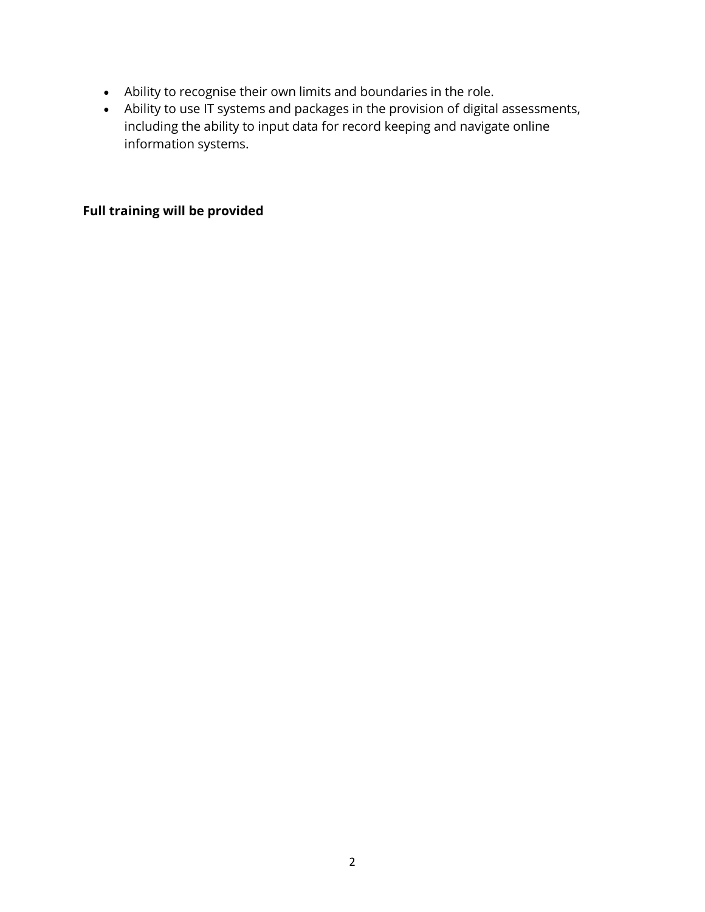- Ability to recognise their own limits and boundaries in the role.
- Ability to use IT systems and packages in the provision of digital assessments, including the ability to input data for record keeping and navigate online information systems.

**Full training will be provided**